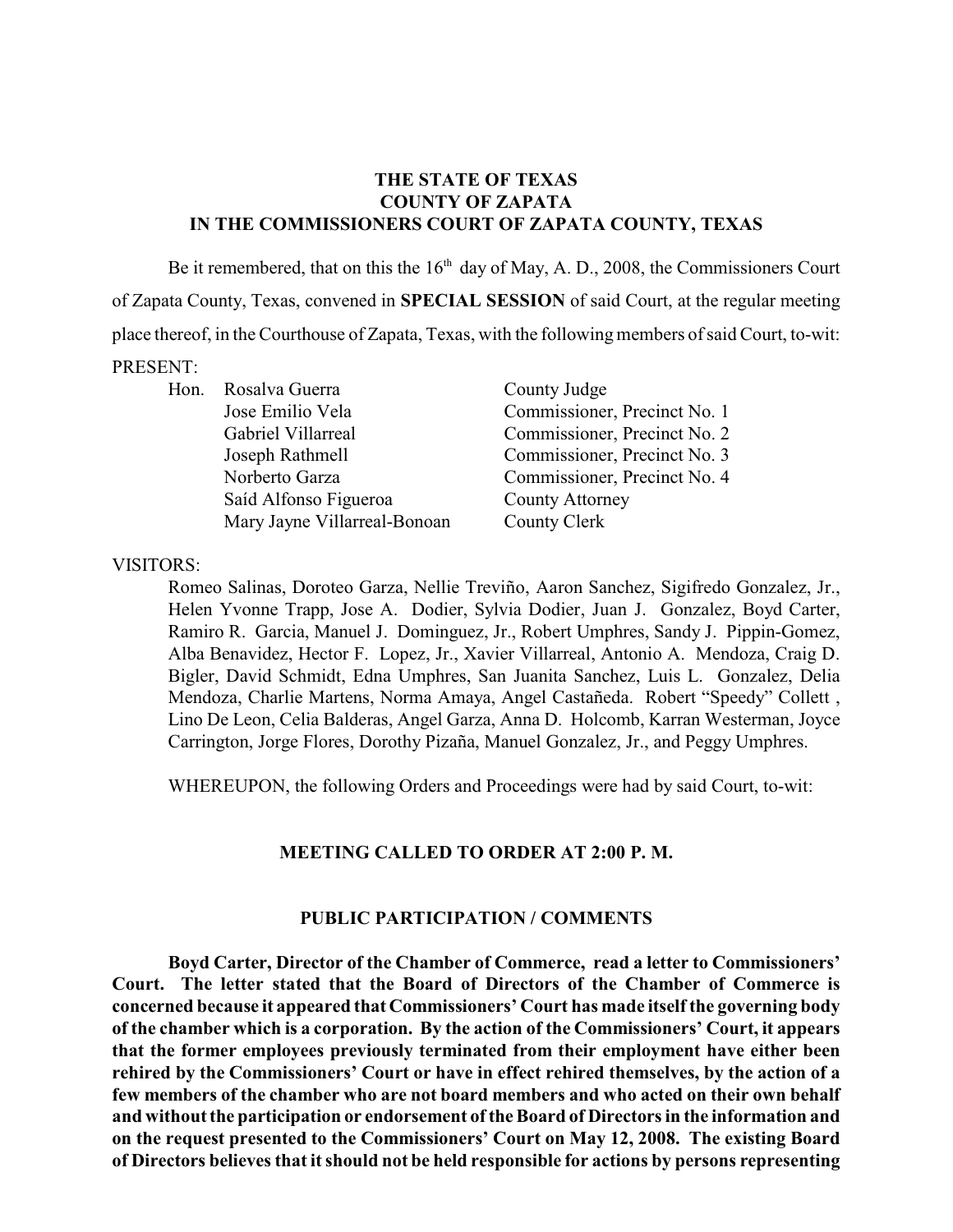**THE STATE OF TEXAS**
**COUNTY OF ZAPATA**
**IN THE COMMISSIONERS COURT OF ZAPATA COUNTY, TEXAS**

Be it remembered, that on this the 16th day of May, A. D., 2008, the Commissioners Court of Zapata County, Texas, convened in **SPECIAL SESSION** of said Court, at the regular meeting place thereof, in the Courthouse of Zapata, Texas, with the following members of said Court, to-wit:

PRESENT:

| | | |
|---|---|---|
| Hon. | Rosalva Guerra | County Judge |
| | Jose Emilio Vela | Commissioner, Precinct No. 1 |
| | Gabriel Villarreal | Commissioner, Precinct No. 2 |
| | Joseph Rathmell | Commissioner, Precinct No. 3 |
| | Norberto Garza | Commissioner, Precinct No. 4 |
| | Saíd Alfonso Figueroa | County Attorney |
| | Mary Jayne Villarreal-Bonoan | County Clerk |

VISITORS:

Romeo Salinas, Doroteo Garza, Nellie Treviño, Aaron Sanchez, Sigifredo Gonzalez, Jr., Helen Yvonne Trapp, Jose A. Dodier, Sylvia Dodier, Juan J. Gonzalez, Boyd Carter, Ramiro R. Garcia, Manuel J. Dominguez, Jr., Robert Umphres, Sandy J. Pippin-Gomez, Alba Benavidez, Hector F. Lopez, Jr., Xavier Villarreal, Antonio A. Mendoza, Craig D. Bigler, David Schmidt, Edna Umphres, San Juanita Sanchez, Luis L. Gonzalez, Delia Mendoza, Charlie Martens, Norma Amaya, Angel Castañeda. Robert "Speedy" Collett , Lino De Leon, Celia Balderas, Angel Garza, Anna D. Holcomb, Karran Westerman, Joyce Carrington, Jorge Flores, Dorothy Pizaña, Manuel Gonzalez, Jr., and Peggy Umphres.

WHEREUPON, the following Orders and Proceedings were had by said Court, to-wit:

**MEETING CALLED TO ORDER AT 2:00 P. M.**

**PUBLIC PARTICIPATION / COMMENTS**

**Boyd Carter, Director of the Chamber of Commerce, read a letter to Commissioners' Court. The letter stated that the Board of Directors of the Chamber of Commerce is concerned because it appeared that Commissioners' Court has made itself the governing body of the chamber which is a corporation. By the action of the Commissioners' Court, it appears that the former employees previously terminated from their employment have either been rehired by the Commissioners' Court or have in effect rehired themselves, by the action of a few members of the chamber who are not board members and who acted on their own behalf and without the participation or endorsement of the Board of Directors in the information and on the request presented to the Commissioners' Court on May 12, 2008. The existing Board of Directors believes that it should not be held responsible for actions by persons representing**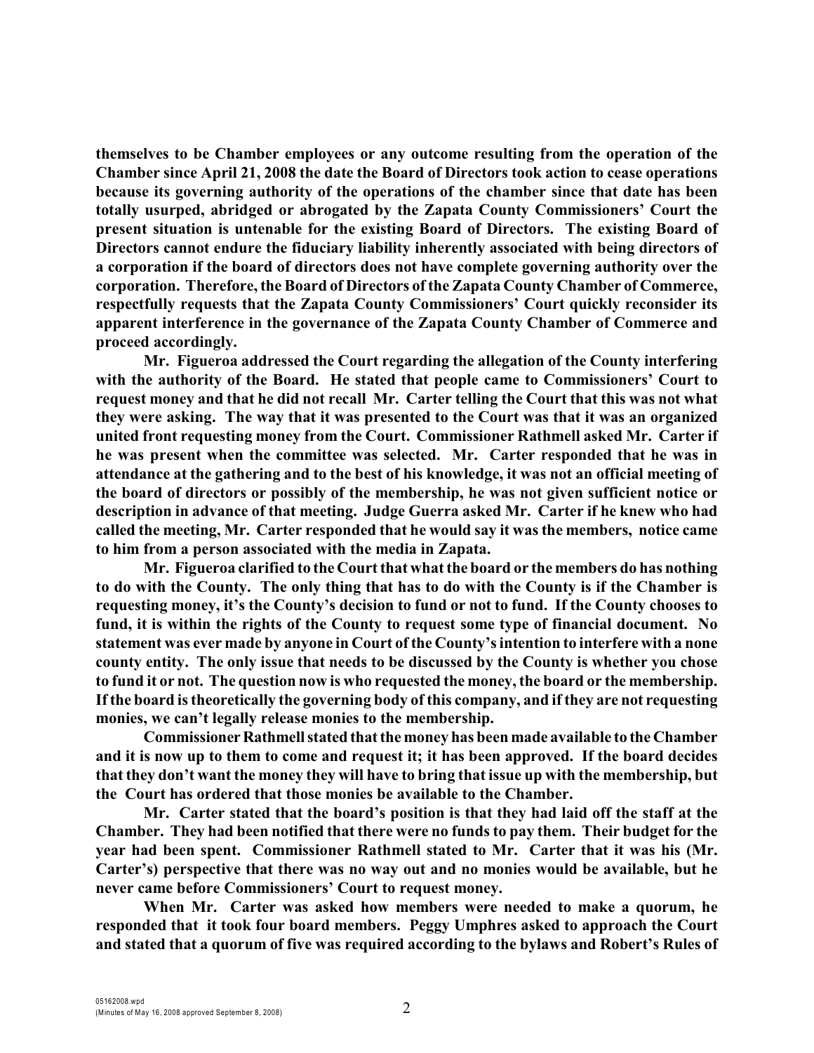**themselves to be Chamber employees or any outcome resulting from the operation of the Chamber since April 21, 2008 the date the Board of Directors took action to cease operations because its governing authority of the operations of the chamber since that date has been totally usurped, abridged or abrogated by the Zapata County Commissioners' Court the present situation is untenable for the existing Board of Directors. The existing Board of Directors cannot endure the fiduciary liability inherently associated with being directors of a corporation if the board of directors does not have complete governing authority over the corporation. Therefore, the Board of Directors of the Zapata County Chamber of Commerce, respectfully requests that the Zapata County Commissioners' Court quickly reconsider its apparent interference in the governance of the Zapata County Chamber of Commerce and proceed accordingly.**

**Mr. Figueroa addressed the Court regarding the allegation of the County interfering with the authority of the Board. He stated that people came to Commissioners' Court to request money and that he did not recall Mr. Carter telling the Court that this was not what they were asking. The way that it was presented to the Court was that it was an organized united front requesting money from the Court. Commissioner Rathmell asked Mr. Carter if he was present when the committee was selected. Mr. Carter responded that he was in attendance at the gathering and to the best of his knowledge, it was not an official meeting of the board of directors or possibly of the membership, he was not given sufficient notice or description in advance of that meeting. Judge Guerra asked Mr. Carter if he knew who had called the meeting, Mr. Carter responded that he would say it was the members, notice came to him from a person associated with the media in Zapata.**

**Mr. Figueroa clarified to the Court that what the board or the members do has nothing to do with the County. The only thing that has to do with the County is if the Chamber is requesting money, it's the County's decision to fund or not to fund. If the County chooses to fund, it is within the rights of the County to request some type of financial document. No statement was ever made by anyone in Court of the County's intention to interfere with a none county entity. The only issue that needs to be discussed by the County is whether you chose to fund it or not. The question now is who requested the money, the board or the membership. If the board is theoretically the governing body of this company, and if they are not requesting monies, we can't legally release monies to the membership.**

**Commissioner Rathmell stated that the money has been made available to the Chamber and it is now up to them to come and request it; it has been approved. If the board decides that they don't want the money they will have to bring that issue up with the membership, but the Court has ordered that those monies be available to the Chamber.**

**Mr. Carter stated that the board's position is that they had laid off the staff at the Chamber. They had been notified that there were no funds to pay them. Their budget for the year had been spent. Commissioner Rathmell stated to Mr. Carter that it was his (Mr. Carter's) perspective that there was no way out and no monies would be available, but he never came before Commissioners' Court to request money.**

**When Mr. Carter was asked how members were needed to make a quorum, he responded that it took four board members. Peggy Umphres asked to approach the Court and stated that a quorum of five was required according to the bylaws and Robert's Rules of**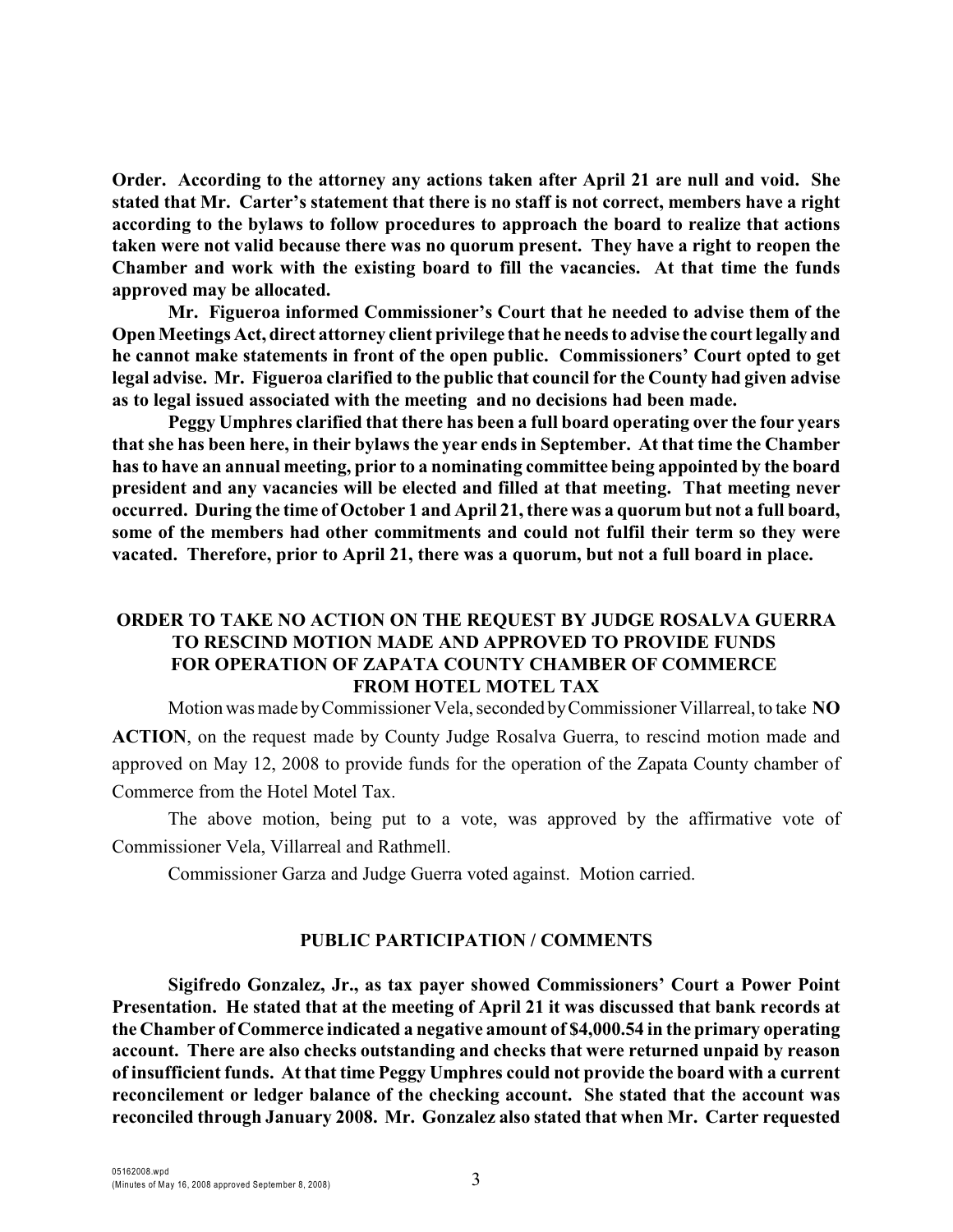**Order. According to the attorney any actions taken after April 21 are null and void. She stated that Mr. Carter's statement that there is no staff is not correct, members have a right according to the bylaws to follow procedures to approach the board to realize that actions taken were not valid because there was no quorum present. They have a right to reopen the Chamber and work with the existing board to fill the vacancies. At that time the funds approved may be allocated.**

**Mr. Figueroa informed Commissioner's Court that he needed to advise them of the Open Meetings Act, direct attorney client privilege that he needs to advise the court legally and he cannot make statements in front of the open public. Commissioners' Court opted to get legal advise. Mr. Figueroa clarified to the public that council for the County had given advise as to legal issued associated with the meeting and no decisions had been made.**

**Peggy Umphres clarified that there has been a full board operating over the four years that she has been here, in their bylaws the year ends in September. At that time the Chamber has to have an annual meeting, prior to a nominating committee being appointed by the board president and any vacancies will be elected and filled at that meeting. That meeting never occurred. During the time of October 1 and April 21, there was a quorum but not a full board, some of the members had other commitments and could not fulfil their term so they were vacated. Therefore, prior to April 21, there was a quorum, but not a full board in place.**

## ORDER TO TAKE NO ACTION ON THE REQUEST BY JUDGE ROSALVA GUERRA TO RESCIND MOTION MADE AND APPROVED TO PROVIDE FUNDS FOR OPERATION OF ZAPATA COUNTY CHAMBER OF COMMERCE FROM HOTEL MOTEL TAX

Motion was made by Commissioner Vela, seconded by Commissioner Villarreal, to take **NO ACTION**, on the request made by County Judge Rosalva Guerra, to rescind motion made and approved on May 12, 2008 to provide funds for the operation of the Zapata County chamber of Commerce from the Hotel Motel Tax.

The above motion, being put to a vote, was approved by the affirmative vote of Commissioner Vela, Villarreal and Rathmell.

Commissioner Garza and Judge Guerra voted against. Motion carried.

## PUBLIC PARTICIPATION / COMMENTS

**Sigifredo Gonzalez, Jr., as tax payer showed Commissioners' Court a Power Point Presentation. He stated that at the meeting of April 21 it was discussed that bank records at the Chamber of Commerce indicated a negative amount of $4,000.54 in the primary operating account. There are also checks outstanding and checks that were returned unpaid by reason of insufficient funds. At that time Peggy Umphres could not provide the board with a current reconcilement or ledger balance of the checking account. She stated that the account was reconciled through January 2008. Mr. Gonzalez also stated that when Mr. Carter requested**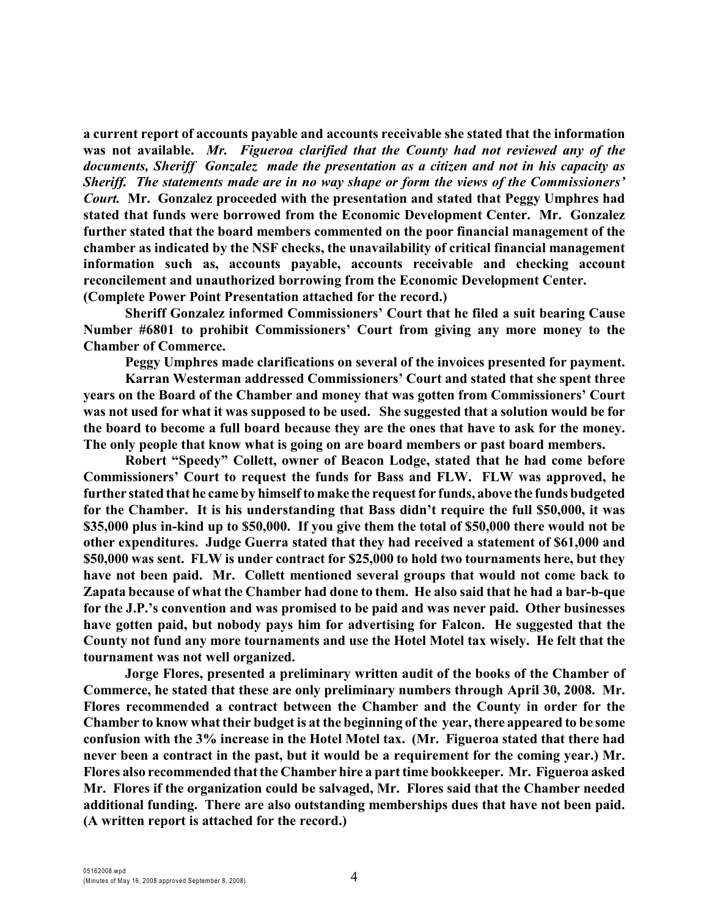**a current report of accounts payable and accounts receivable she stated that the information was not available.** ***Mr. Figueroa clarified that the County had not reviewed any of the documents, Sheriff Gonzalez made the presentation as a citizen and not in his capacity as Sheriff. The statements made are in no way shape or form the views of the Commissioners' Court.*** **Mr. Gonzalez proceeded with the presentation and stated that Peggy Umphres had stated that funds were borrowed from the Economic Development Center. Mr. Gonzalez further stated that the board members commented on the poor financial management of the chamber as indicated by the NSF checks, the unavailability of critical financial management information such as, accounts payable, accounts receivable and checking account reconcilement and unauthorized borrowing from the Economic Development Center. (Complete Power Point Presentation attached for the record.)**

**Sheriff Gonzalez informed Commissioners' Court that he filed a suit bearing Cause Number #6801 to prohibit Commissioners' Court from giving any more money to the Chamber of Commerce.**

**Peggy Umphres made clarifications on several of the invoices presented for payment.**

**Karran Westerman addressed Commissioners' Court and stated that she spent three years on the Board of the Chamber and money that was gotten from Commissioners' Court was not used for what it was supposed to be used. She suggested that a solution would be for the board to become a full board because they are the ones that have to ask for the money. The only people that know what is going on are board members or past board members.**

**Robert "Speedy" Collett, owner of Beacon Lodge, stated that he had come before Commissioners' Court to request the funds for Bass and FLW. FLW was approved, he further stated that he came by himself to make the request for funds, above the funds budgeted for the Chamber. It is his understanding that Bass didn't require the full $50,000, it was $35,000 plus in-kind up to $50,000. If you give them the total of $50,000 there would not be other expenditures. Judge Guerra stated that they had received a statement of $61,000 and $50,000 was sent. FLW is under contract for $25,000 to hold two tournaments here, but they have not been paid. Mr. Collett mentioned several groups that would not come back to Zapata because of what the Chamber had done to them. He also said that he had a bar-b-que for the J.P.'s convention and was promised to be paid and was never paid. Other businesses have gotten paid, but nobody pays him for advertising for Falcon. He suggested that the County not fund any more tournaments and use the Hotel Motel tax wisely. He felt that the tournament was not well organized.**

**Jorge Flores, presented a preliminary written audit of the books of the Chamber of Commerce, he stated that these are only preliminary numbers through April 30, 2008. Mr. Flores recommended a contract between the Chamber and the County in order for the Chamber to know what their budget is at the beginning of the year, there appeared to be some confusion with the 3% increase in the Hotel Motel tax. (Mr. Figueroa stated that there had never been a contract in the past, but it would be a requirement for the coming year.) Mr. Flores also recommended that the Chamber hire a part time bookkeeper. Mr. Figueroa asked Mr. Flores if the organization could be salvaged, Mr. Flores said that the Chamber needed additional funding. There are also outstanding memberships dues that have not been paid. (A written report is attached for the record.)**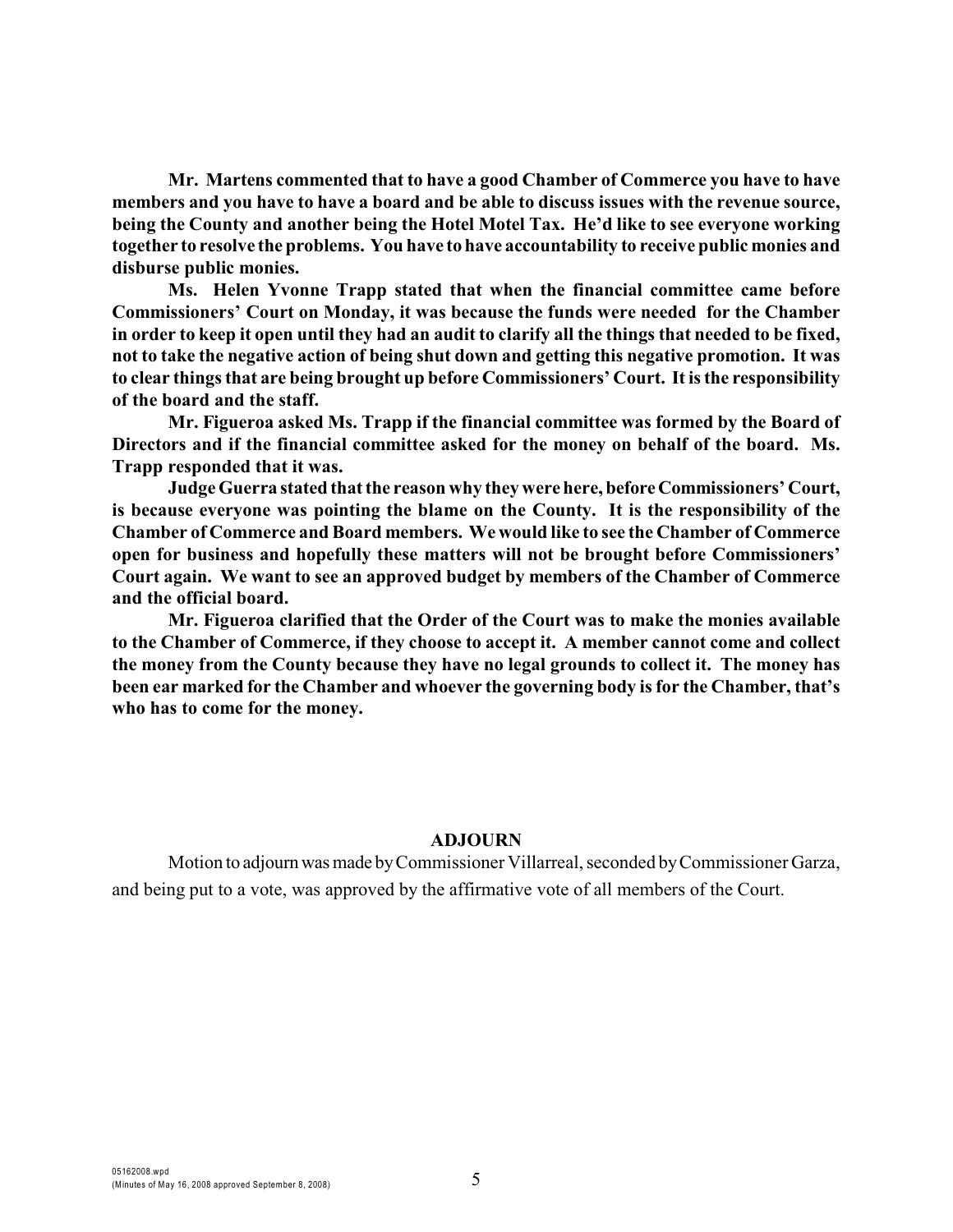**Mr. Martens commented that to have a good Chamber of Commerce you have to have members and you have to have a board and be able to discuss issues with the revenue source, being the County and another being the Hotel Motel Tax. He'd like to see everyone working together to resolve the problems. You have to have accountability to receive public monies and disburse public monies.**

**Ms. Helen Yvonne Trapp stated that when the financial committee came before Commissioners' Court on Monday, it was because the funds were needed for the Chamber in order to keep it open until they had an audit to clarify all the things that needed to be fixed, not to take the negative action of being shut down and getting this negative promotion. It was to clear things that are being brought up before Commissioners' Court. It is the responsibility of the board and the staff.**

**Mr. Figueroa asked Ms. Trapp if the financial committee was formed by the Board of Directors and if the financial committee asked for the money on behalf of the board. Ms. Trapp responded that it was.**

**Judge Guerra stated that the reason why they were here, before Commissioners' Court, is because everyone was pointing the blame on the County. It is the responsibility of the Chamber of Commerce and Board members. We would like to see the Chamber of Commerce open for business and hopefully these matters will not be brought before Commissioners' Court again. We want to see an approved budget by members of the Chamber of Commerce and the official board.**

**Mr. Figueroa clarified that the Order of the Court was to make the monies available to the Chamber of Commerce, if they choose to accept it. A member cannot come and collect the money from the County because they have no legal grounds to collect it. The money has been ear marked for the Chamber and whoever the governing body is for the Chamber, that's who has to come for the money.**

## ADJOURN

Motion to adjourn was made by Commissioner Villarreal, seconded by Commissioner Garza, and being put to a vote, was approved by the affirmative vote of all members of the Court.

05162008.wpd
(Minutes of May 16, 2008 approved September 8, 2008)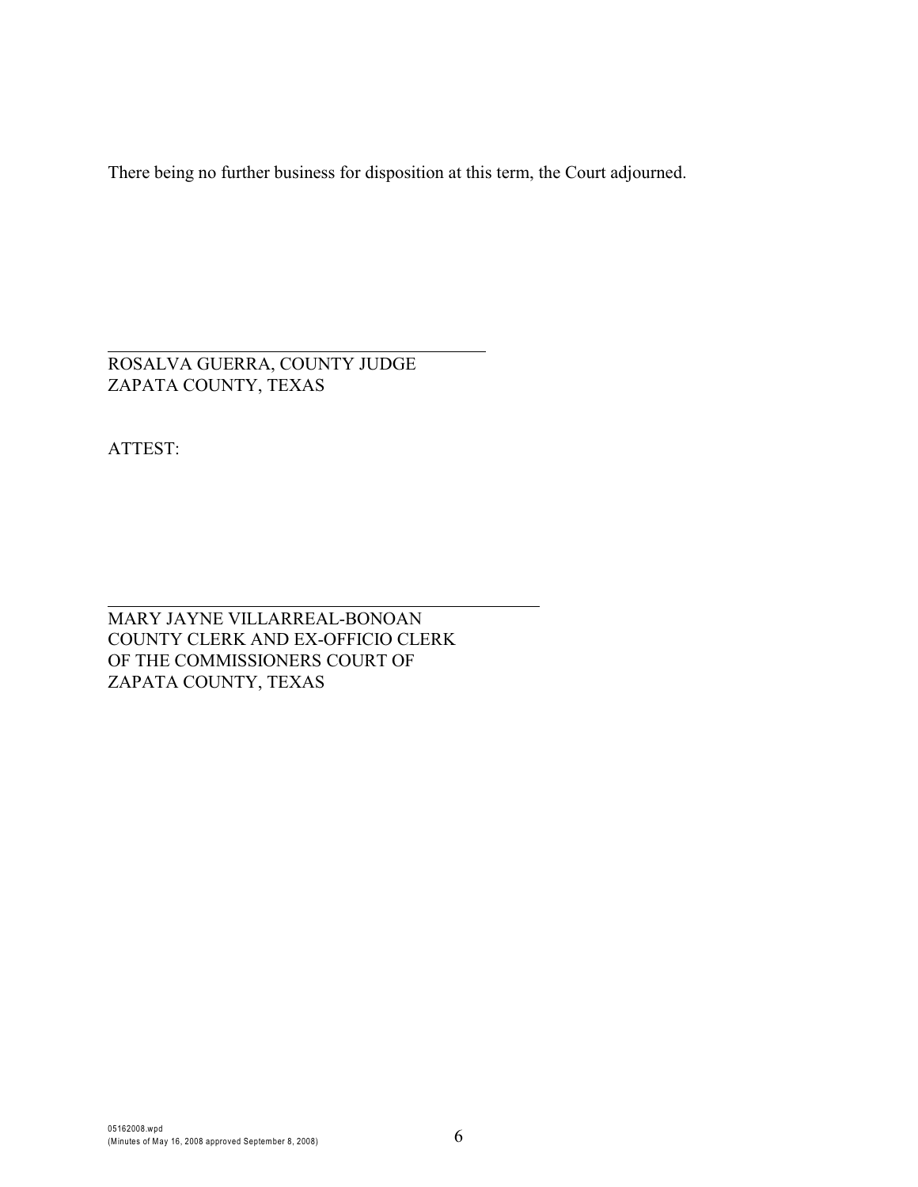There being no further business for disposition at this term, the Court adjourned.

\_\_\_\_\_\_\_\_\_\_\_\_\_\_\_\_\_\_\_\_\_\_\_\_\_\_\_\_\_\_\_\_\_\_\_\_\_\_\_\_

ROSALVA GUERRA, COUNTY JUDGE
ZAPATA COUNTY, TEXAS

ATTEST:

\_\_\_\_\_\_\_\_\_\_\_\_\_\_\_\_\_\_\_\_\_\_\_\_\_\_\_\_\_\_\_\_\_\_\_\_\_\_\_\_\_\_\_\_\_\_

MARY JAYNE VILLARREAL-BONOAN
COUNTY CLERK AND EX-OFFICIO CLERK
OF THE COMMISSIONERS COURT OF
ZAPATA COUNTY, TEXAS

05162008.wpd
(Minutes of May 16, 2008 approved September 8, 2008)